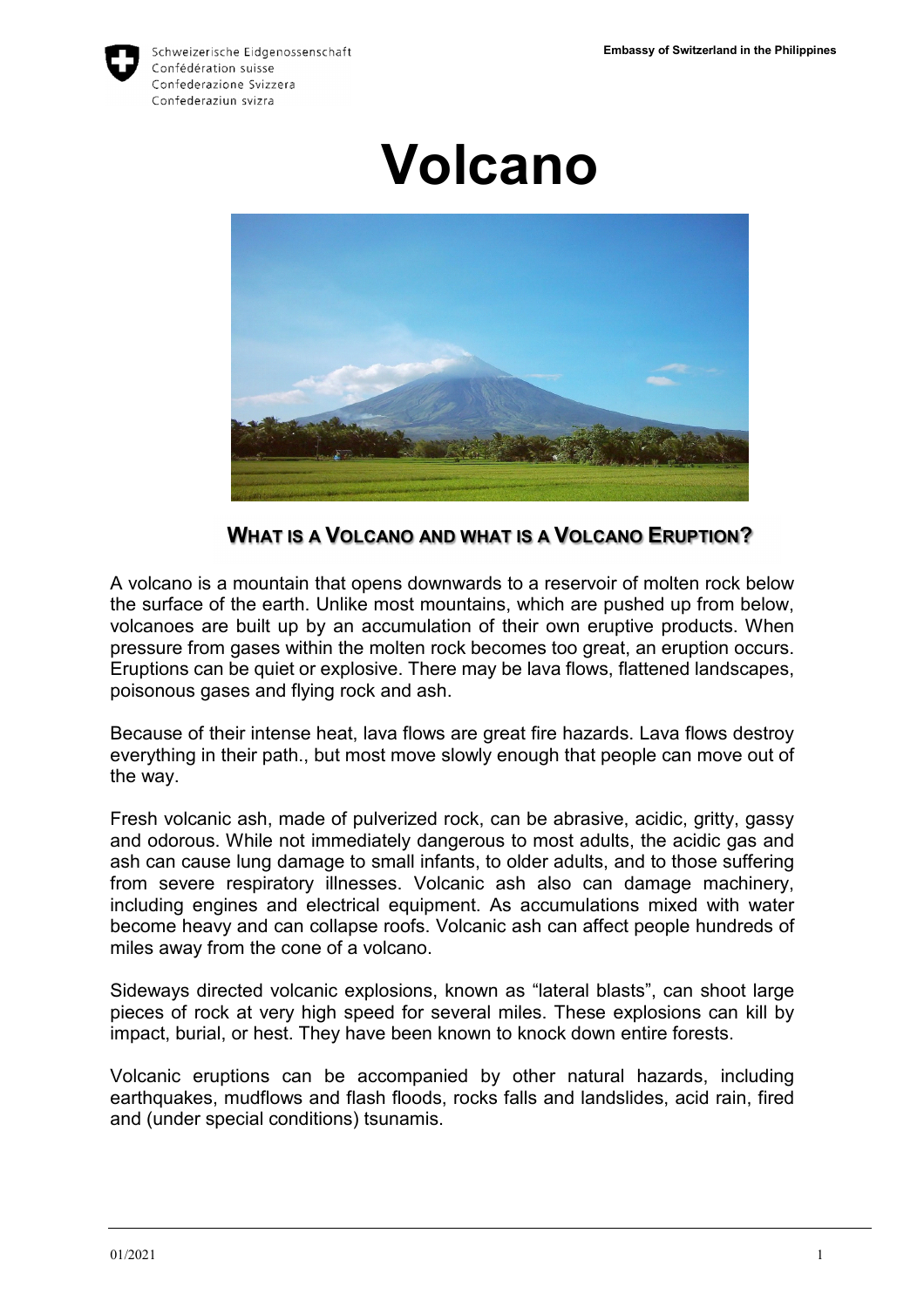# Volcano

## WHAT IS A VOLCANO AND WHAT IS A VOLCANO ERUPTION?

A volcano is a mountain that opens downwards to a reservoir of molten rock below the surface of the earth. Unlike most mountains, which are pushed up from below, volcanoes are built up by an accumulation of their own eruptive products. When pressure from gases within the molten rock becomes too great, an eruption occurs. Eruptions can be quiet or explosive. There may be lava flows, flattened landscapes, poisonous gases and flying rock and ash.

Because of their intense heat, lava flows are great fire hazards. Lava flows destroy everything in their path., but most move slowly enough that people can move out of the way.

Fresh volcanic ash, made of pulverized rock, can be abrasive, acidic, gritty, gassy and odorous. While not immediately dangerous to most adults, the acidic gas and ash can cause lung damage to small infants, to older adults, and to those suffering from severe respiratory illnesses. Volcanic ash also can damage machinery, including engines and electrical equipment. As accumulations mixed with water become heavy and can collapse roofs. Volcanic ash can affect people hundreds of miles away from the cone of a volcano.

Sideways directed volcanic explosions, known as “lateral blasts”, can shoot large pieces of rock at very high speed for several miles. These explosions can kill by impact, burial, or hest. They have been known to knock down entire forests.

Volcanic eruptions can be accompanied by other natural hazards, including earthquakes, mudflows and flash floods, rocks falls and landslides, acid rain, fired and (under special conditions) tsunamis.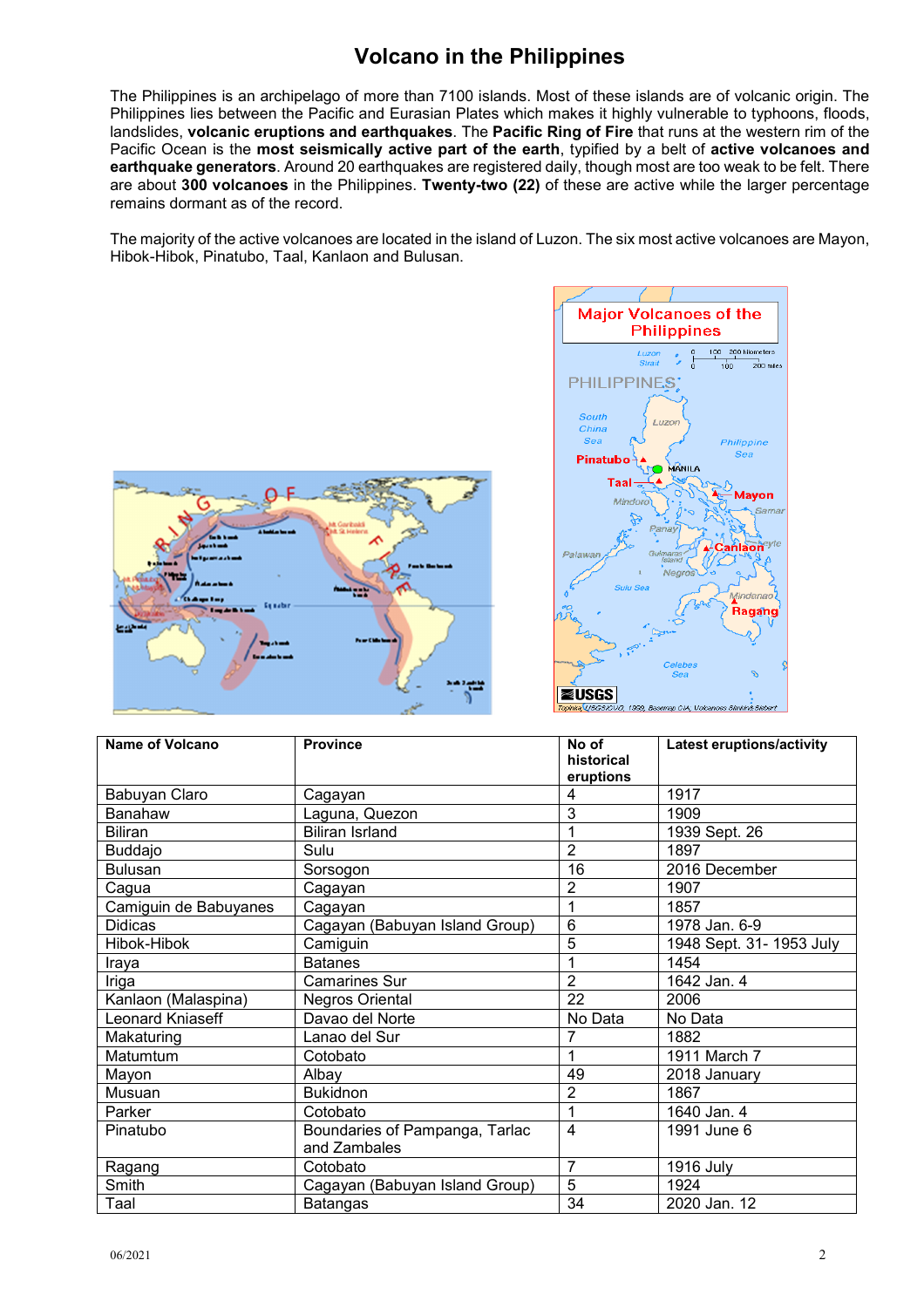# Volcano in the Philippines

The Philippines is an archipelago of more than 7100 islands. Most of these islands are of volcanic origin. The Philippines lies between the Pacific and Eurasian Plates which makes it highly vulnerable to typhoons, floods, landslides, **volcanic eruptions and earthquakes**. The **Pacific Ring of Fire** that runs at the western rim of the Pacific Ocean is the **most seismically active part of the earth**, typified by a belt of **active volcanoes and earthquake generators**. Around 20 earthquakes are registered daily, though most are too weak to be felt. There are about **300 volcanoes** in the Philippines. **Twenty-two (22)** of these are active while the larger percentage remains dormant as of the record.

The majority of the active volcanoes are located in the island of Luzon. The six most active volcanoes are Mayon, Hibok-Hibok, Pinatubo, Taal, Kanlaon and Bulusan.

| Name of Volcano | Province | No of historical eruptions | Latest eruptions/activity |
|---|---|---|---|
| Babuyan Claro | Cagayan | 4 | 1917 |
| Banahaw | Laguna, Quezon | 3 | 1909 |
| Biliran | Biliran Isrland | 1 | 1939 Sept. 26 |
| Buddajo | Sulu | 2 | 1897 |
| Bulusan | Sorsogon | 16 | 2016 December |
| Cagua | Cagayan | 2 | 1907 |
| Camiguin de Babuyanes | Cagayan | 1 | 1857 |
| Didicas | Cagayan (Babuyan Island Group) | 6 | 1978 Jan. 6-9 |
| Hibok-Hibok | Camiguin | 5 | 1948 Sept. 31- 1953 July |
| Iraya | Batanes | 1 | 1454 |
| Iriga | Camarines Sur | 2 | 1642 Jan. 4 |
| Kanlaon (Malaspina) | Negros Oriental | 22 | 2006 |
| Leonard Kniaseff | Davao del Norte | No Data | No Data |
| Makaturing | Lanao del Sur | 7 | 1882 |
| Matumtum | Cotobato | 1 | 1911 March 7 |
| Mayon | Albay | 49 | 2018 January |
| Musuan | Bukidnon | 2 | 1867 |
| Parker | Cotobato | 1 | 1640 Jan. 4 |
| Pinatubo | Boundaries of Pampanga, Tarlac and Zambales | 4 | 1991 June 6 |
| Ragang | Cotobato | 7 | 1916 July |
| Smith | Cagayan (Babuyan Island Group) | 5 | 1924 |
| Taal | Batangas | 34 | 2020 Jan. 12 |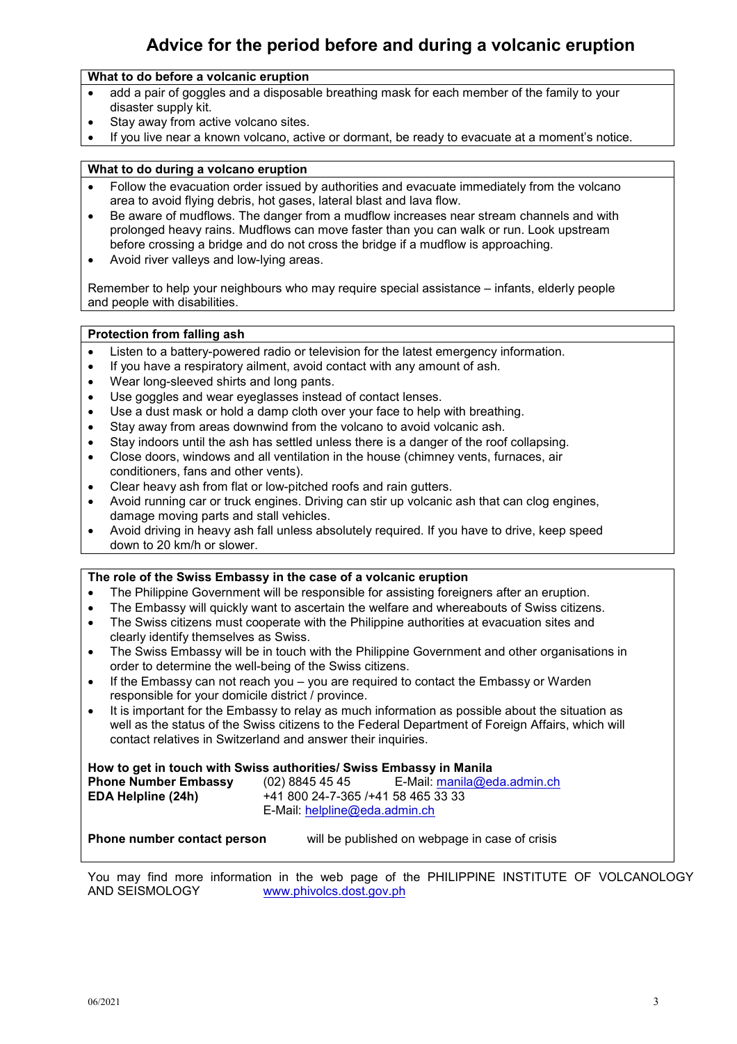# Advice for the period before and during a volcanic eruption

**What to do before a volcanic eruption**

- add a pair of goggles and a disposable breathing mask for each member of the family to your disaster supply kit.
- Stay away from active volcano sites.
- If you live near a known volcano, active or dormant, be ready to evacuate at a moment's notice.

**What to do during a volcano eruption**

- Follow the evacuation order issued by authorities and evacuate immediately from the volcano area to avoid flying debris, hot gases, lateral blast and lava flow.
- Be aware of mudflows. The danger from a mudflow increases near stream channels and with prolonged heavy rains. Mudflows can move faster than you can walk or run. Look upstream before crossing a bridge and do not cross the bridge if a mudflow is approaching.
- Avoid river valleys and low-lying areas.

Remember to help your neighbours who may require special assistance – infants, elderly people and people with disabilities.

**Protection from falling ash**

- Listen to a battery-powered radio or television for the latest emergency information.
- If you have a respiratory ailment, avoid contact with any amount of ash.
- Wear long-sleeved shirts and long pants.
- Use goggles and wear eyeglasses instead of contact lenses.
- Use a dust mask or hold a damp cloth over your face to help with breathing.
- Stay away from areas downwind from the volcano to avoid volcanic ash.
- Stay indoors until the ash has settled unless there is a danger of the roof collapsing.
- Close doors, windows and all ventilation in the house (chimney vents, furnaces, air conditioners, fans and other vents).
- Clear heavy ash from flat or low-pitched roofs and rain gutters.
- Avoid running car or truck engines. Driving can stir up volcanic ash that can clog engines, damage moving parts and stall vehicles.
- Avoid driving in heavy ash fall unless absolutely required. If you have to drive, keep speed down to 20 km/h or slower.

**The role of the Swiss Embassy in the case of a volcanic eruption**

- The Philippine Government will be responsible for assisting foreigners after an eruption.
- The Embassy will quickly want to ascertain the welfare and whereabouts of Swiss citizens.
- The Swiss citizens must cooperate with the Philippine authorities at evacuation sites and clearly identify themselves as Swiss.
- The Swiss Embassy will be in touch with the Philippine Government and other organisations in order to determine the well-being of the Swiss citizens.
- If the Embassy can not reach you – you are required to contact the Embassy or Warden responsible for your domicile district / province.
- It is important for the Embassy to relay as much information as possible about the situation as well as the status of the Swiss citizens to the Federal Department of Foreign Affairs, which will contact relatives in Switzerland and answer their inquiries.

**How to get in touch with Swiss authorities/ Swiss Embassy in Manila**

**Phone Number Embassy** (02) 8845 45 45 E-Mail: manila@eda.admin.ch

**EDA Helpline (24h)** +41 800 24-7-365 /+41 58 465 33 33
E-Mail: helpline@eda.admin.ch

**Phone number contact person** will be published on webpage in case of crisis

You may find more information in the web page of the PHILIPPINE INSTITUTE OF VOLCANOLOGY AND SEISMOLOGY www.phivolcs.dost.gov.ph